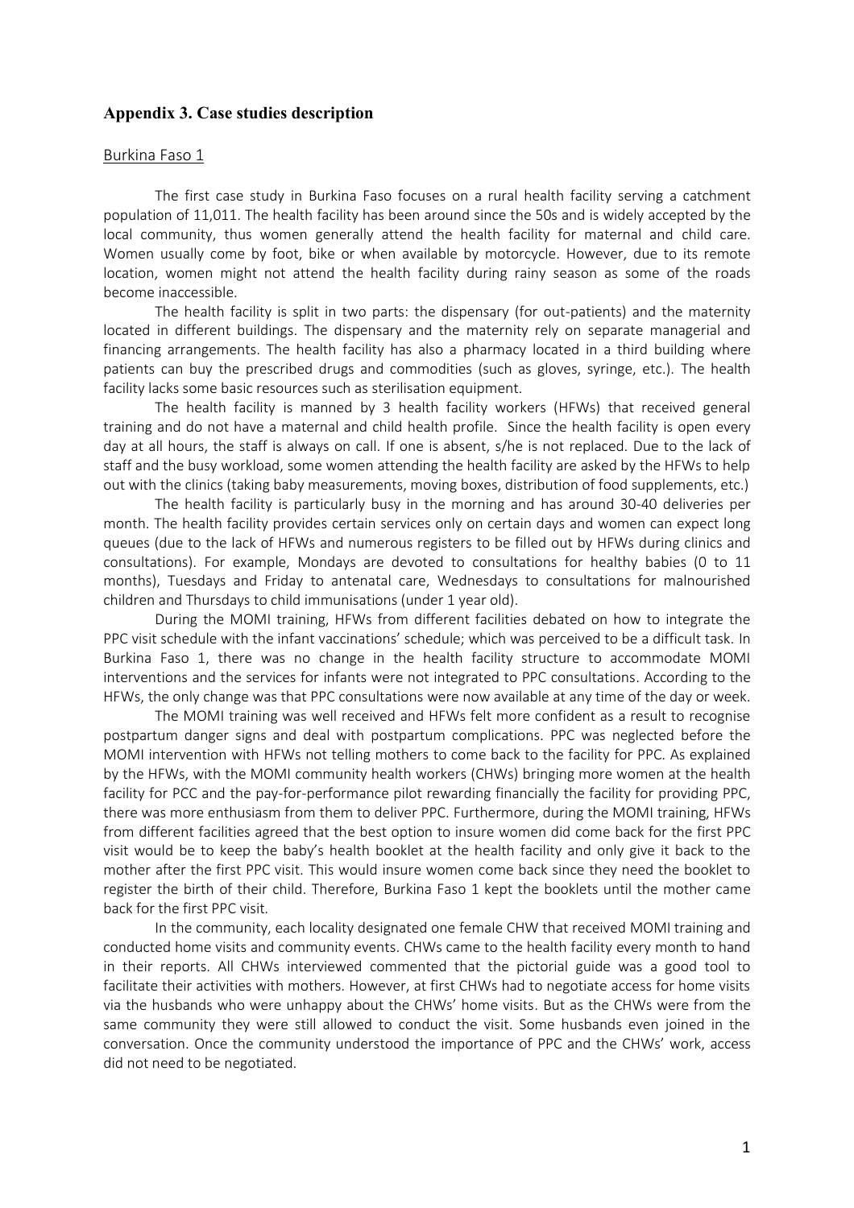# Appendix 3. Case studies description

## Burkina Faso 1

The first case study in Burkina Faso focuses on a rural health facility serving a catchment population of 11,011. The health facility has been around since the 50s and is widely accepted by the local community, thus women generally attend the health facility for maternal and child care. Women usually come by foot, bike or when available by motorcycle. However, due to its remote location, women might not attend the health facility during rainy season as some of the roads become inaccessible.

The health facility is split in two parts: the dispensary (for out-patients) and the maternity located in different buildings. The dispensary and the maternity rely on separate managerial and financing arrangements. The health facility has also a pharmacy located in a third building where patients can buy the prescribed drugs and commodities (such as gloves, syringe, etc.). The health facility lacks some basic resources such as sterilisation equipment.

The health facility is manned by 3 health facility workers (HFWs) that received general training and do not have a maternal and child health profile. Since the health facility is open every day at all hours, the staff is always on call. If one is absent, s/he is not replaced. Due to the lack of staff and the busy workload, some women attending the health facility are asked by the HFWs to help out with the clinics (taking baby measurements, moving boxes, distribution of food supplements, etc.)

The health facility is particularly busy in the morning and has around 30-40 deliveries per month. The health facility provides certain services only on certain days and women can expect long queues (due to the lack of HFWs and numerous registers to be filled out by HFWs during clinics and consultations). For example, Mondays are devoted to consultations for healthy babies (0 to 11 months), Tuesdays and Friday to antenatal care, Wednesdays to consultations for malnourished children and Thursdays to child immunisations (under 1 year old).

During the MOMI training, HFWs from different facilities debated on how to integrate the PPC visit schedule with the infant vaccinations' schedule; which was perceived to be a difficult task. In Burkina Faso 1, there was no change in the health facility structure to accommodate MOMI interventions and the services for infants were not integrated to PPC consultations. According to the HFWs, the only change was that PPC consultations were now available at any time of the day or week.

The MOMI training was well received and HFWs felt more confident as a result to recognise postpartum danger signs and deal with postpartum complications. PPC was neglected before the MOMI intervention with HFWs not telling mothers to come back to the facility for PPC. As explained by the HFWs, with the MOMI community health workers (CHWs) bringing more women at the health facility for PCC and the pay-for-performance pilot rewarding financially the facility for providing PPC, there was more enthusiasm from them to deliver PPC. Furthermore, during the MOMI training, HFWs from different facilities agreed that the best option to insure women did come back for the first PPC visit would be to keep the baby's health booklet at the health facility and only give it back to the mother after the first PPC visit. This would insure women come back since they need the booklet to register the birth of their child. Therefore, Burkina Faso 1 kept the booklets until the mother came back for the first PPC visit.

In the community, each locality designated one female CHW that received MOMI training and conducted home visits and community events. CHWs came to the health facility every month to hand in their reports. All CHWs interviewed commented that the pictorial guide was a good tool to facilitate their activities with mothers. However, at first CHWs had to negotiate access for home visits via the husbands who were unhappy about the CHWs' home visits. But as the CHWs were from the same community they were still allowed to conduct the visit. Some husbands even joined in the conversation. Once the community understood the importance of PPC and the CHWs' work, access did not need to be negotiated.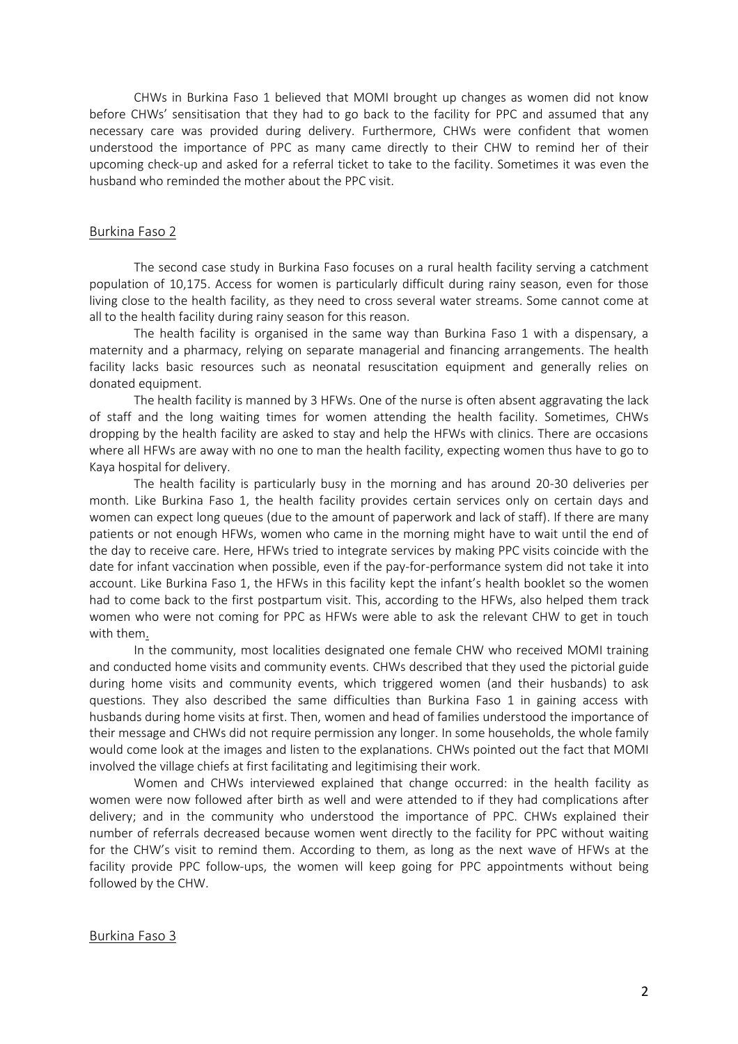CHWs in Burkina Faso 1 believed that MOMI brought up changes as women did not know before CHWs' sensitisation that they had to go back to the facility for PPC and assumed that any necessary care was provided during delivery. Furthermore, CHWs were confident that women understood the importance of PPC as many came directly to their CHW to remind her of their upcoming check-up and asked for a referral ticket to take to the facility. Sometimes it was even the husband who reminded the mother about the PPC visit.

## Burkina Faso 2

The second case study in Burkina Faso focuses on a rural health facility serving a catchment population of 10,175. Access for women is particularly difficult during rainy season, even for those living close to the health facility, as they need to cross several water streams. Some cannot come at all to the health facility during rainy season for this reason.

The health facility is organised in the same way than Burkina Faso 1 with a dispensary, a maternity and a pharmacy, relying on separate managerial and financing arrangements. The health facility lacks basic resources such as neonatal resuscitation equipment and generally relies on donated equipment.

The health facility is manned by 3 HFWs. One of the nurse is often absent aggravating the lack of staff and the long waiting times for women attending the health facility. Sometimes, CHWs dropping by the health facility are asked to stay and help the HFWs with clinics. There are occasions where all HFWs are away with no one to man the health facility, expecting women thus have to go to Kaya hospital for delivery.

The health facility is particularly busy in the morning and has around 20-30 deliveries per month. Like Burkina Faso 1, the health facility provides certain services only on certain days and women can expect long queues (due to the amount of paperwork and lack of staff). If there are many patients or not enough HFWs, women who came in the morning might have to wait until the end of the day to receive care. Here, HFWs tried to integrate services by making PPC visits coincide with the date for infant vaccination when possible, even if the pay-for-performance system did not take it into account. Like Burkina Faso 1, the HFWs in this facility kept the infant's health booklet so the women had to come back to the first postpartum visit. This, according to the HFWs, also helped them track women who were not coming for PPC as HFWs were able to ask the relevant CHW to get in touch with them.

In the community, most localities designated one female CHW who received MOMI training and conducted home visits and community events. CHWs described that they used the pictorial guide during home visits and community events, which triggered women (and their husbands) to ask questions. They also described the same difficulties than Burkina Faso 1 in gaining access with husbands during home visits at first. Then, women and head of families understood the importance of their message and CHWs did not require permission any longer. In some households, the whole family would come look at the images and listen to the explanations. CHWs pointed out the fact that MOMI involved the village chiefs at first facilitating and legitimising their work.

Women and CHWs interviewed explained that change occurred: in the health facility as women were now followed after birth as well and were attended to if they had complications after delivery; and in the community who understood the importance of PPC. CHWs explained their number of referrals decreased because women went directly to the facility for PPC without waiting for the CHW's visit to remind them. According to them, as long as the next wave of HFWs at the facility provide PPC follow-ups, the women will keep going for PPC appointments without being followed by the CHW.

## Burkina Faso 3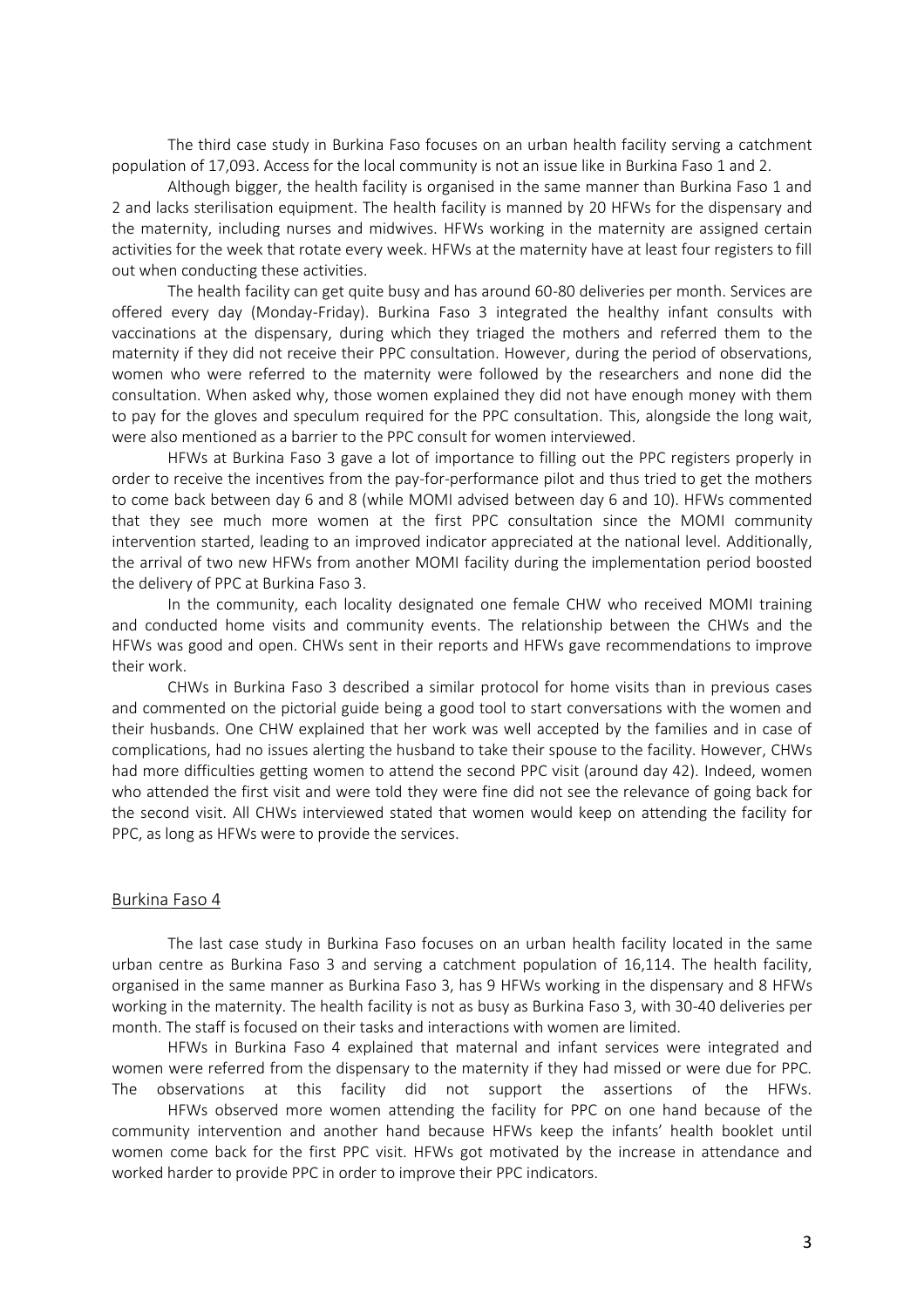The third case study in Burkina Faso focuses on an urban health facility serving a catchment population of 17,093. Access for the local community is not an issue like in Burkina Faso 1 and 2.

Although bigger, the health facility is organised in the same manner than Burkina Faso 1 and 2 and lacks sterilisation equipment. The health facility is manned by 20 HFWs for the dispensary and the maternity, including nurses and midwives. HFWs working in the maternity are assigned certain activities for the week that rotate every week. HFWs at the maternity have at least four registers to fill out when conducting these activities.

The health facility can get quite busy and has around 60-80 deliveries per month. Services are offered every day (Monday-Friday). Burkina Faso 3 integrated the healthy infant consults with vaccinations at the dispensary, during which they triaged the mothers and referred them to the maternity if they did not receive their PPC consultation. However, during the period of observations, women who were referred to the maternity were followed by the researchers and none did the consultation. When asked why, those women explained they did not have enough money with them to pay for the gloves and speculum required for the PPC consultation. This, alongside the long wait, were also mentioned as a barrier to the PPC consult for women interviewed.

HFWs at Burkina Faso 3 gave a lot of importance to filling out the PPC registers properly in order to receive the incentives from the pay-for-performance pilot and thus tried to get the mothers to come back between day 6 and 8 (while MOMI advised between day 6 and 10). HFWs commented that they see much more women at the first PPC consultation since the MOMI community intervention started, leading to an improved indicator appreciated at the national level. Additionally, the arrival of two new HFWs from another MOMI facility during the implementation period boosted the delivery of PPC at Burkina Faso 3.

In the community, each locality designated one female CHW who received MOMI training and conducted home visits and community events. The relationship between the CHWs and the HFWs was good and open. CHWs sent in their reports and HFWs gave recommendations to improve their work.

CHWs in Burkina Faso 3 described a similar protocol for home visits than in previous cases and commented on the pictorial guide being a good tool to start conversations with the women and their husbands. One CHW explained that her work was well accepted by the families and in case of complications, had no issues alerting the husband to take their spouse to the facility. However, CHWs had more difficulties getting women to attend the second PPC visit (around day 42). Indeed, women who attended the first visit and were told they were fine did not see the relevance of going back for the second visit. All CHWs interviewed stated that women would keep on attending the facility for PPC, as long as HFWs were to provide the services.

## Burkina Faso 4

The last case study in Burkina Faso focuses on an urban health facility located in the same urban centre as Burkina Faso 3 and serving a catchment population of 16,114. The health facility, organised in the same manner as Burkina Faso 3, has 9 HFWs working in the dispensary and 8 HFWs working in the maternity. The health facility is not as busy as Burkina Faso 3, with 30-40 deliveries per month. The staff is focused on their tasks and interactions with women are limited.

HFWs in Burkina Faso 4 explained that maternal and infant services were integrated and women were referred from the dispensary to the maternity if they had missed or were due for PPC. The observations at this facility did not support the assertions of the HFWs.

HFWs observed more women attending the facility for PPC on one hand because of the community intervention and another hand because HFWs keep the infants' health booklet until women come back for the first PPC visit. HFWs got motivated by the increase in attendance and worked harder to provide PPC in order to improve their PPC indicators.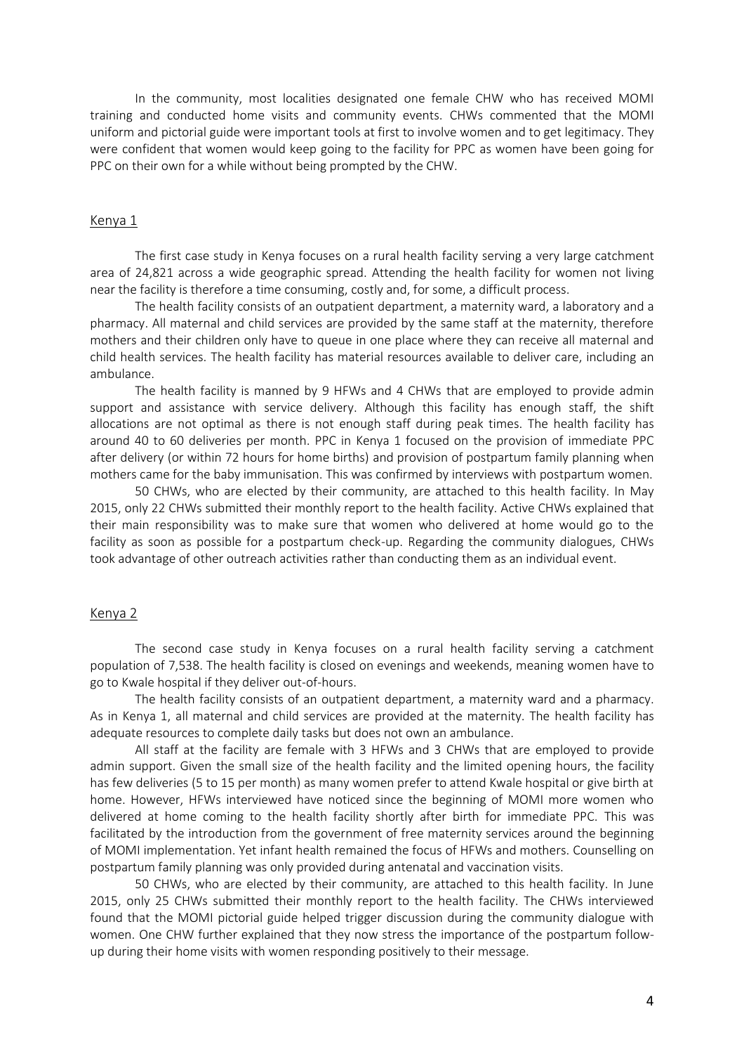In the community, most localities designated one female CHW who has received MOMI training and conducted home visits and community events. CHWs commented that the MOMI uniform and pictorial guide were important tools at first to involve women and to get legitimacy. They were confident that women would keep going to the facility for PPC as women have been going for PPC on their own for a while without being prompted by the CHW.

## Kenya 1

The first case study in Kenya focuses on a rural health facility serving a very large catchment area of 24,821 across a wide geographic spread. Attending the health facility for women not living near the facility is therefore a time consuming, costly and, for some, a difficult process.

The health facility consists of an outpatient department, a maternity ward, a laboratory and a pharmacy. All maternal and child services are provided by the same staff at the maternity, therefore mothers and their children only have to queue in one place where they can receive all maternal and child health services. The health facility has material resources available to deliver care, including an ambulance.

The health facility is manned by 9 HFWs and 4 CHWs that are employed to provide admin support and assistance with service delivery. Although this facility has enough staff, the shift allocations are not optimal as there is not enough staff during peak times. The health facility has around 40 to 60 deliveries per month. PPC in Kenya 1 focused on the provision of immediate PPC after delivery (or within 72 hours for home births) and provision of postpartum family planning when mothers came for the baby immunisation. This was confirmed by interviews with postpartum women.

50 CHWs, who are elected by their community, are attached to this health facility. In May 2015, only 22 CHWs submitted their monthly report to the health facility. Active CHWs explained that their main responsibility was to make sure that women who delivered at home would go to the facility as soon as possible for a postpartum check-up. Regarding the community dialogues, CHWs took advantage of other outreach activities rather than conducting them as an individual event.

## Kenya 2

The second case study in Kenya focuses on a rural health facility serving a catchment population of 7,538. The health facility is closed on evenings and weekends, meaning women have to go to Kwale hospital if they deliver out-of-hours.

The health facility consists of an outpatient department, a maternity ward and a pharmacy. As in Kenya 1, all maternal and child services are provided at the maternity. The health facility has adequate resources to complete daily tasks but does not own an ambulance.

All staff at the facility are female with 3 HFWs and 3 CHWs that are employed to provide admin support. Given the small size of the health facility and the limited opening hours, the facility has few deliveries (5 to 15 per month) as many women prefer to attend Kwale hospital or give birth at home. However, HFWs interviewed have noticed since the beginning of MOMI more women who delivered at home coming to the health facility shortly after birth for immediate PPC. This was facilitated by the introduction from the government of free maternity services around the beginning of MOMI implementation. Yet infant health remained the focus of HFWs and mothers. Counselling on postpartum family planning was only provided during antenatal and vaccination visits.

50 CHWs, who are elected by their community, are attached to this health facility. In June 2015, only 25 CHWs submitted their monthly report to the health facility. The CHWs interviewed found that the MOMI pictorial guide helped trigger discussion during the community dialogue with women. One CHW further explained that they now stress the importance of the postpartum follow-up during their home visits with women responding positively to their message.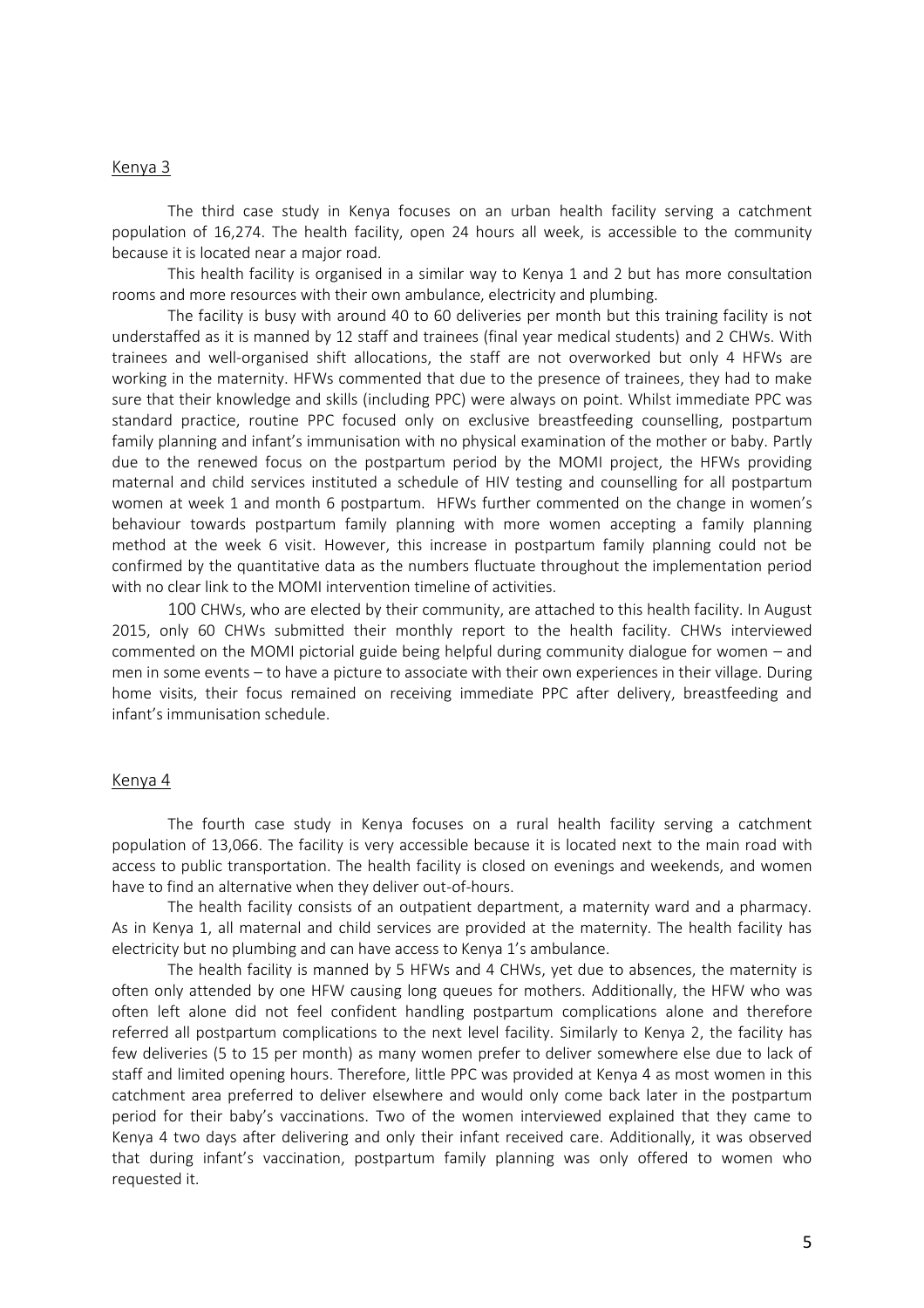## Kenya 3

The third case study in Kenya focuses on an urban health facility serving a catchment population of 16,274. The health facility, open 24 hours all week, is accessible to the community because it is located near a major road.

This health facility is organised in a similar way to Kenya 1 and 2 but has more consultation rooms and more resources with their own ambulance, electricity and plumbing.

The facility is busy with around 40 to 60 deliveries per month but this training facility is not understaffed as it is manned by 12 staff and trainees (final year medical students) and 2 CHWs. With trainees and well-organised shift allocations, the staff are not overworked but only 4 HFWs are working in the maternity. HFWs commented that due to the presence of trainees, they had to make sure that their knowledge and skills (including PPC) were always on point. Whilst immediate PPC was standard practice, routine PPC focused only on exclusive breastfeeding counselling, postpartum family planning and infant's immunisation with no physical examination of the mother or baby. Partly due to the renewed focus on the postpartum period by the MOMI project, the HFWs providing maternal and child services instituted a schedule of HIV testing and counselling for all postpartum women at week 1 and month 6 postpartum. HFWs further commented on the change in women's behaviour towards postpartum family planning with more women accepting a family planning method at the week 6 visit. However, this increase in postpartum family planning could not be confirmed by the quantitative data as the numbers fluctuate throughout the implementation period with no clear link to the MOMI intervention timeline of activities.

100 CHWs, who are elected by their community, are attached to this health facility. In August 2015, only 60 CHWs submitted their monthly report to the health facility. CHWs interviewed commented on the MOMI pictorial guide being helpful during community dialogue for women – and men in some events – to have a picture to associate with their own experiences in their village. During home visits, their focus remained on receiving immediate PPC after delivery, breastfeeding and infant's immunisation schedule.

## Kenya 4

The fourth case study in Kenya focuses on a rural health facility serving a catchment population of 13,066. The facility is very accessible because it is located next to the main road with access to public transportation. The health facility is closed on evenings and weekends, and women have to find an alternative when they deliver out-of-hours.

The health facility consists of an outpatient department, a maternity ward and a pharmacy. As in Kenya 1, all maternal and child services are provided at the maternity. The health facility has electricity but no plumbing and can have access to Kenya 1's ambulance.

The health facility is manned by 5 HFWs and 4 CHWs, yet due to absences, the maternity is often only attended by one HFW causing long queues for mothers. Additionally, the HFW who was often left alone did not feel confident handling postpartum complications alone and therefore referred all postpartum complications to the next level facility. Similarly to Kenya 2, the facility has few deliveries (5 to 15 per month) as many women prefer to deliver somewhere else due to lack of staff and limited opening hours. Therefore, little PPC was provided at Kenya 4 as most women in this catchment area preferred to deliver elsewhere and would only come back later in the postpartum period for their baby's vaccinations. Two of the women interviewed explained that they came to Kenya 4 two days after delivering and only their infant received care. Additionally, it was observed that during infant's vaccination, postpartum family planning was only offered to women who requested it.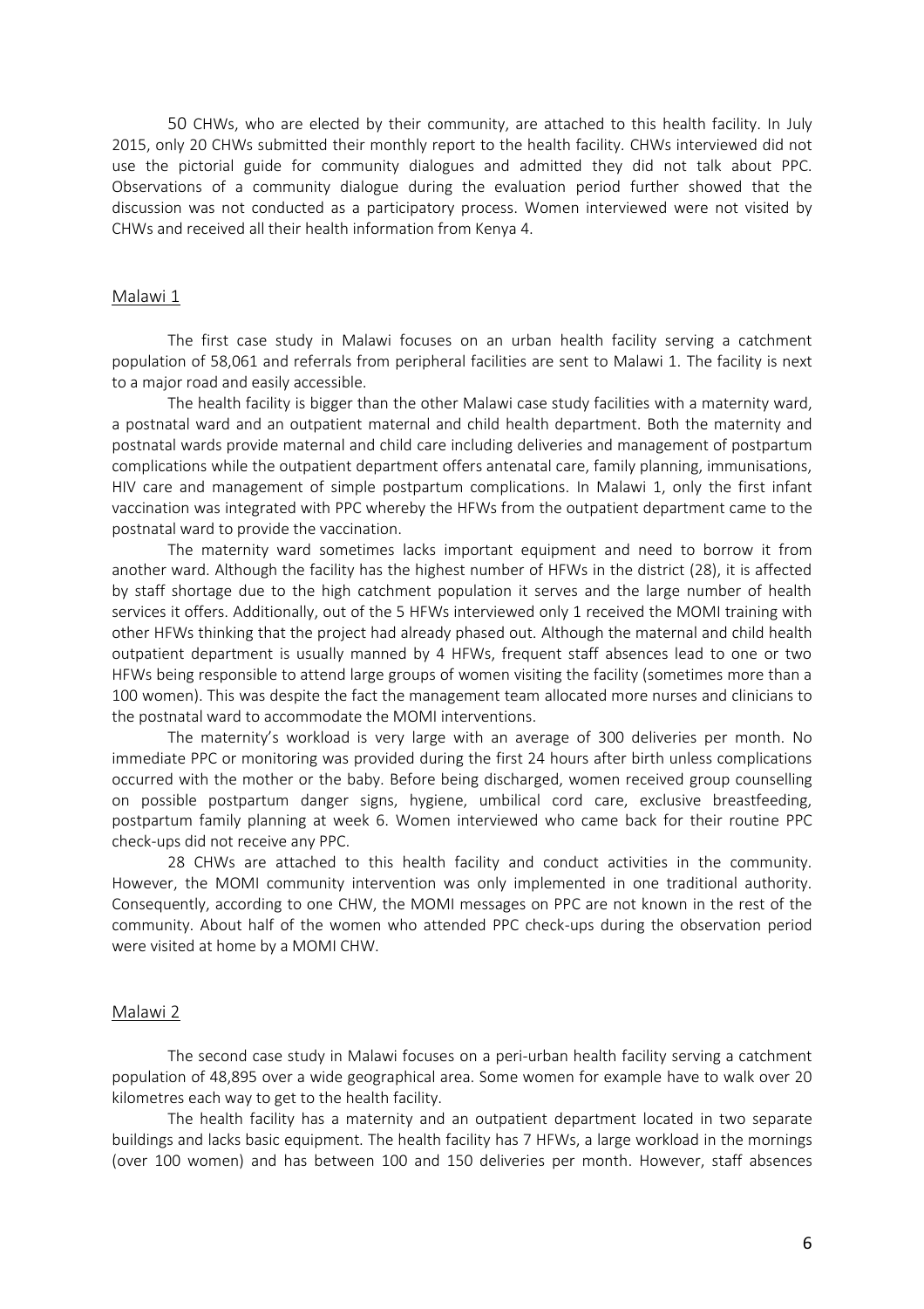50 CHWs, who are elected by their community, are attached to this health facility. In July 2015, only 20 CHWs submitted their monthly report to the health facility. CHWs interviewed did not use the pictorial guide for community dialogues and admitted they did not talk about PPC. Observations of a community dialogue during the evaluation period further showed that the discussion was not conducted as a participatory process. Women interviewed were not visited by CHWs and received all their health information from Kenya 4.

## Malawi 1

The first case study in Malawi focuses on an urban health facility serving a catchment population of 58,061 and referrals from peripheral facilities are sent to Malawi 1. The facility is next to a major road and easily accessible.

The health facility is bigger than the other Malawi case study facilities with a maternity ward, a postnatal ward and an outpatient maternal and child health department. Both the maternity and postnatal wards provide maternal and child care including deliveries and management of postpartum complications while the outpatient department offers antenatal care, family planning, immunisations, HIV care and management of simple postpartum complications. In Malawi 1, only the first infant vaccination was integrated with PPC whereby the HFWs from the outpatient department came to the postnatal ward to provide the vaccination.

The maternity ward sometimes lacks important equipment and need to borrow it from another ward. Although the facility has the highest number of HFWs in the district (28), it is affected by staff shortage due to the high catchment population it serves and the large number of health services it offers. Additionally, out of the 5 HFWs interviewed only 1 received the MOMI training with other HFWs thinking that the project had already phased out. Although the maternal and child health outpatient department is usually manned by 4 HFWs, frequent staff absences lead to one or two HFWs being responsible to attend large groups of women visiting the facility (sometimes more than a 100 women). This was despite the fact the management team allocated more nurses and clinicians to the postnatal ward to accommodate the MOMI interventions.

The maternity's workload is very large with an average of 300 deliveries per month. No immediate PPC or monitoring was provided during the first 24 hours after birth unless complications occurred with the mother or the baby. Before being discharged, women received group counselling on possible postpartum danger signs, hygiene, umbilical cord care, exclusive breastfeeding, postpartum family planning at week 6. Women interviewed who came back for their routine PPC check-ups did not receive any PPC.

28 CHWs are attached to this health facility and conduct activities in the community. However, the MOMI community intervention was only implemented in one traditional authority. Consequently, according to one CHW, the MOMI messages on PPC are not known in the rest of the community. About half of the women who attended PPC check-ups during the observation period were visited at home by a MOMI CHW.

## Malawi 2

The second case study in Malawi focuses on a peri-urban health facility serving a catchment population of 48,895 over a wide geographical area. Some women for example have to walk over 20 kilometres each way to get to the health facility.

The health facility has a maternity and an outpatient department located in two separate buildings and lacks basic equipment. The health facility has 7 HFWs, a large workload in the mornings (over 100 women) and has between 100 and 150 deliveries per month. However, staff absences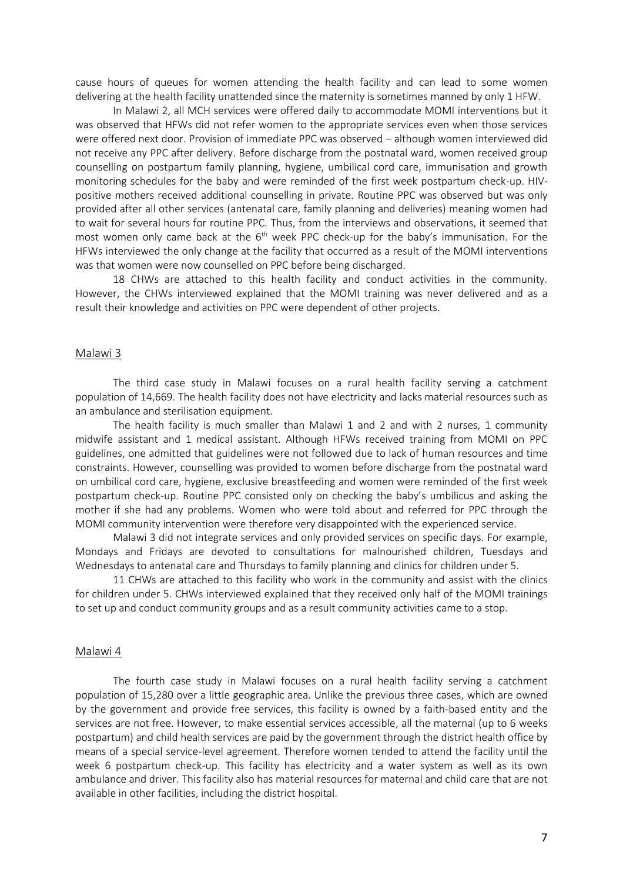cause hours of queues for women attending the health facility and can lead to some women delivering at the health facility unattended since the maternity is sometimes manned by only 1 HFW.

In Malawi 2, all MCH services were offered daily to accommodate MOMI interventions but it was observed that HFWs did not refer women to the appropriate services even when those services were offered next door. Provision of immediate PPC was observed – although women interviewed did not receive any PPC after delivery. Before discharge from the postnatal ward, women received group counselling on postpartum family planning, hygiene, umbilical cord care, immunisation and growth monitoring schedules for the baby and were reminded of the first week postpartum check-up. HIV-positive mothers received additional counselling in private. Routine PPC was observed but was only provided after all other services (antenatal care, family planning and deliveries) meaning women had to wait for several hours for routine PPC. Thus, from the interviews and observations, it seemed that most women only came back at the 6th week PPC check-up for the baby's immunisation. For the HFWs interviewed the only change at the facility that occurred as a result of the MOMI interventions was that women were now counselled on PPC before being discharged.

18 CHWs are attached to this health facility and conduct activities in the community. However, the CHWs interviewed explained that the MOMI training was never delivered and as a result their knowledge and activities on PPC were dependent of other projects.

## Malawi 3

The third case study in Malawi focuses on a rural health facility serving a catchment population of 14,669. The health facility does not have electricity and lacks material resources such as an ambulance and sterilisation equipment.

The health facility is much smaller than Malawi 1 and 2 and with 2 nurses, 1 community midwife assistant and 1 medical assistant. Although HFWs received training from MOMI on PPC guidelines, one admitted that guidelines were not followed due to lack of human resources and time constraints. However, counselling was provided to women before discharge from the postnatal ward on umbilical cord care, hygiene, exclusive breastfeeding and women were reminded of the first week postpartum check-up. Routine PPC consisted only on checking the baby's umbilicus and asking the mother if she had any problems. Women who were told about and referred for PPC through the MOMI community intervention were therefore very disappointed with the experienced service.

Malawi 3 did not integrate services and only provided services on specific days. For example, Mondays and Fridays are devoted to consultations for malnourished children, Tuesdays and Wednesdays to antenatal care and Thursdays to family planning and clinics for children under 5.

11 CHWs are attached to this facility who work in the community and assist with the clinics for children under 5. CHWs interviewed explained that they received only half of the MOMI trainings to set up and conduct community groups and as a result community activities came to a stop.

## Malawi 4

The fourth case study in Malawi focuses on a rural health facility serving a catchment population of 15,280 over a little geographic area. Unlike the previous three cases, which are owned by the government and provide free services, this facility is owned by a faith-based entity and the services are not free. However, to make essential services accessible, all the maternal (up to 6 weeks postpartum) and child health services are paid by the government through the district health office by means of a special service-level agreement. Therefore women tended to attend the facility until the week 6 postpartum check-up. This facility has electricity and a water system as well as its own ambulance and driver. This facility also has material resources for maternal and child care that are not available in other facilities, including the district hospital.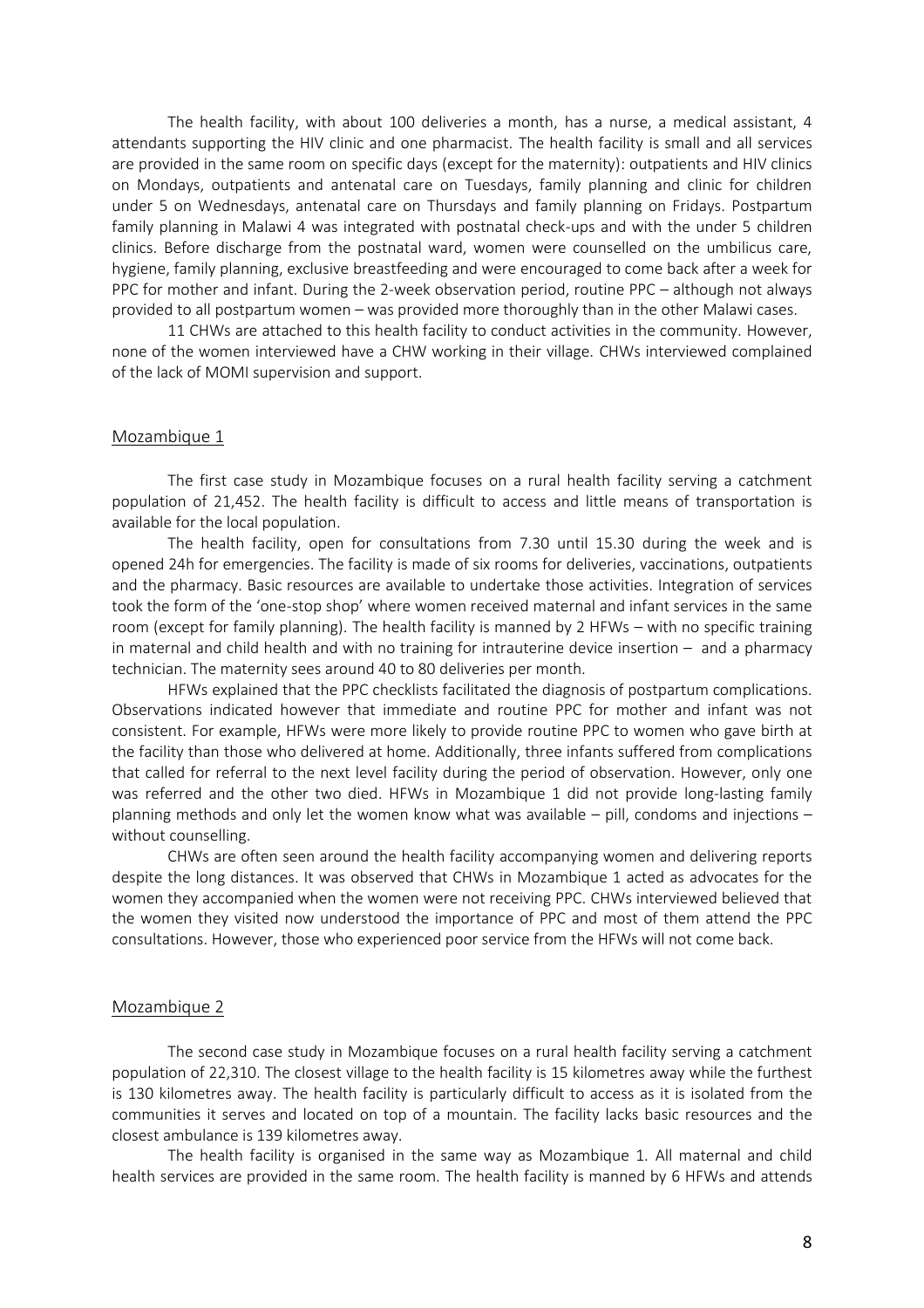The health facility, with about 100 deliveries a month, has a nurse, a medical assistant, 4 attendants supporting the HIV clinic and one pharmacist. The health facility is small and all services are provided in the same room on specific days (except for the maternity): outpatients and HIV clinics on Mondays, outpatients and antenatal care on Tuesdays, family planning and clinic for children under 5 on Wednesdays, antenatal care on Thursdays and family planning on Fridays. Postpartum family planning in Malawi 4 was integrated with postnatal check-ups and with the under 5 children clinics. Before discharge from the postnatal ward, women were counselled on the umbilicus care, hygiene, family planning, exclusive breastfeeding and were encouraged to come back after a week for PPC for mother and infant. During the 2-week observation period, routine PPC – although not always provided to all postpartum women – was provided more thoroughly than in the other Malawi cases.

11 CHWs are attached to this health facility to conduct activities in the community. However, none of the women interviewed have a CHW working in their village. CHWs interviewed complained of the lack of MOMI supervision and support.

## Mozambique 1

The first case study in Mozambique focuses on a rural health facility serving a catchment population of 21,452. The health facility is difficult to access and little means of transportation is available for the local population.

The health facility, open for consultations from 7.30 until 15.30 during the week and is opened 24h for emergencies. The facility is made of six rooms for deliveries, vaccinations, outpatients and the pharmacy. Basic resources are available to undertake those activities. Integration of services took the form of the 'one-stop shop' where women received maternal and infant services in the same room (except for family planning). The health facility is manned by 2 HFWs – with no specific training in maternal and child health and with no training for intrauterine device insertion – and a pharmacy technician. The maternity sees around 40 to 80 deliveries per month.

HFWs explained that the PPC checklists facilitated the diagnosis of postpartum complications. Observations indicated however that immediate and routine PPC for mother and infant was not consistent. For example, HFWs were more likely to provide routine PPC to women who gave birth at the facility than those who delivered at home. Additionally, three infants suffered from complications that called for referral to the next level facility during the period of observation. However, only one was referred and the other two died. HFWs in Mozambique 1 did not provide long-lasting family planning methods and only let the women know what was available – pill, condoms and injections – without counselling.

CHWs are often seen around the health facility accompanying women and delivering reports despite the long distances. It was observed that CHWs in Mozambique 1 acted as advocates for the women they accompanied when the women were not receiving PPC. CHWs interviewed believed that the women they visited now understood the importance of PPC and most of them attend the PPC consultations. However, those who experienced poor service from the HFWs will not come back.

## Mozambique 2

The second case study in Mozambique focuses on a rural health facility serving a catchment population of 22,310. The closest village to the health facility is 15 kilometres away while the furthest is 130 kilometres away. The health facility is particularly difficult to access as it is isolated from the communities it serves and located on top of a mountain. The facility lacks basic resources and the closest ambulance is 139 kilometres away.

The health facility is organised in the same way as Mozambique 1. All maternal and child health services are provided in the same room. The health facility is manned by 6 HFWs and attends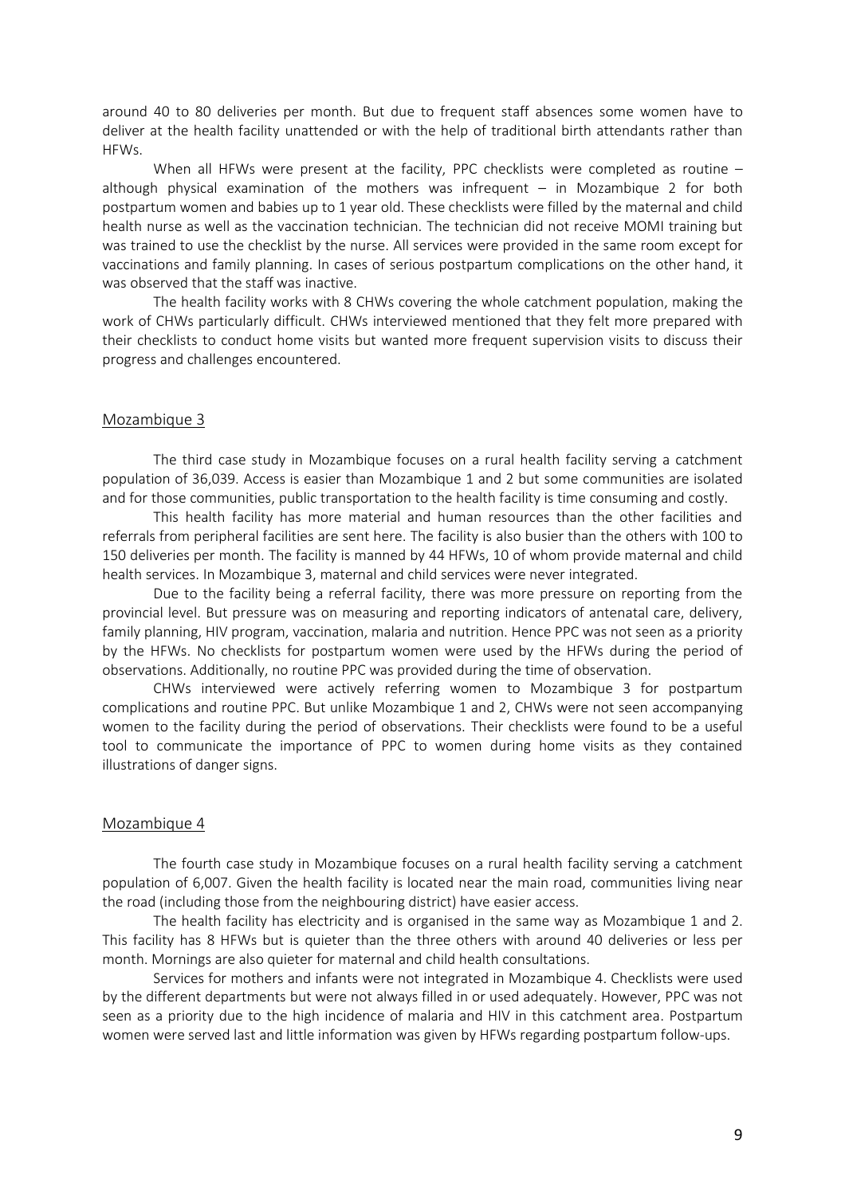around 40 to 80 deliveries per month. But due to frequent staff absences some women have to deliver at the health facility unattended or with the help of traditional birth attendants rather than HFWs.

When all HFWs were present at the facility, PPC checklists were completed as routine – although physical examination of the mothers was infrequent – in Mozambique 2 for both postpartum women and babies up to 1 year old. These checklists were filled by the maternal and child health nurse as well as the vaccination technician. The technician did not receive MOMI training but was trained to use the checklist by the nurse. All services were provided in the same room except for vaccinations and family planning. In cases of serious postpartum complications on the other hand, it was observed that the staff was inactive.

The health facility works with 8 CHWs covering the whole catchment population, making the work of CHWs particularly difficult. CHWs interviewed mentioned that they felt more prepared with their checklists to conduct home visits but wanted more frequent supervision visits to discuss their progress and challenges encountered.

## Mozambique 3

The third case study in Mozambique focuses on a rural health facility serving a catchment population of 36,039. Access is easier than Mozambique 1 and 2 but some communities are isolated and for those communities, public transportation to the health facility is time consuming and costly.

This health facility has more material and human resources than the other facilities and referrals from peripheral facilities are sent here. The facility is also busier than the others with 100 to 150 deliveries per month. The facility is manned by 44 HFWs, 10 of whom provide maternal and child health services. In Mozambique 3, maternal and child services were never integrated.

Due to the facility being a referral facility, there was more pressure on reporting from the provincial level. But pressure was on measuring and reporting indicators of antenatal care, delivery, family planning, HIV program, vaccination, malaria and nutrition. Hence PPC was not seen as a priority by the HFWs. No checklists for postpartum women were used by the HFWs during the period of observations. Additionally, no routine PPC was provided during the time of observation.

CHWs interviewed were actively referring women to Mozambique 3 for postpartum complications and routine PPC. But unlike Mozambique 1 and 2, CHWs were not seen accompanying women to the facility during the period of observations. Their checklists were found to be a useful tool to communicate the importance of PPC to women during home visits as they contained illustrations of danger signs.

## Mozambique 4

The fourth case study in Mozambique focuses on a rural health facility serving a catchment population of 6,007. Given the health facility is located near the main road, communities living near the road (including those from the neighbouring district) have easier access.

The health facility has electricity and is organised in the same way as Mozambique 1 and 2. This facility has 8 HFWs but is quieter than the three others with around 40 deliveries or less per month. Mornings are also quieter for maternal and child health consultations.

Services for mothers and infants were not integrated in Mozambique 4. Checklists were used by the different departments but were not always filled in or used adequately. However, PPC was not seen as a priority due to the high incidence of malaria and HIV in this catchment area. Postpartum women were served last and little information was given by HFWs regarding postpartum follow-ups.